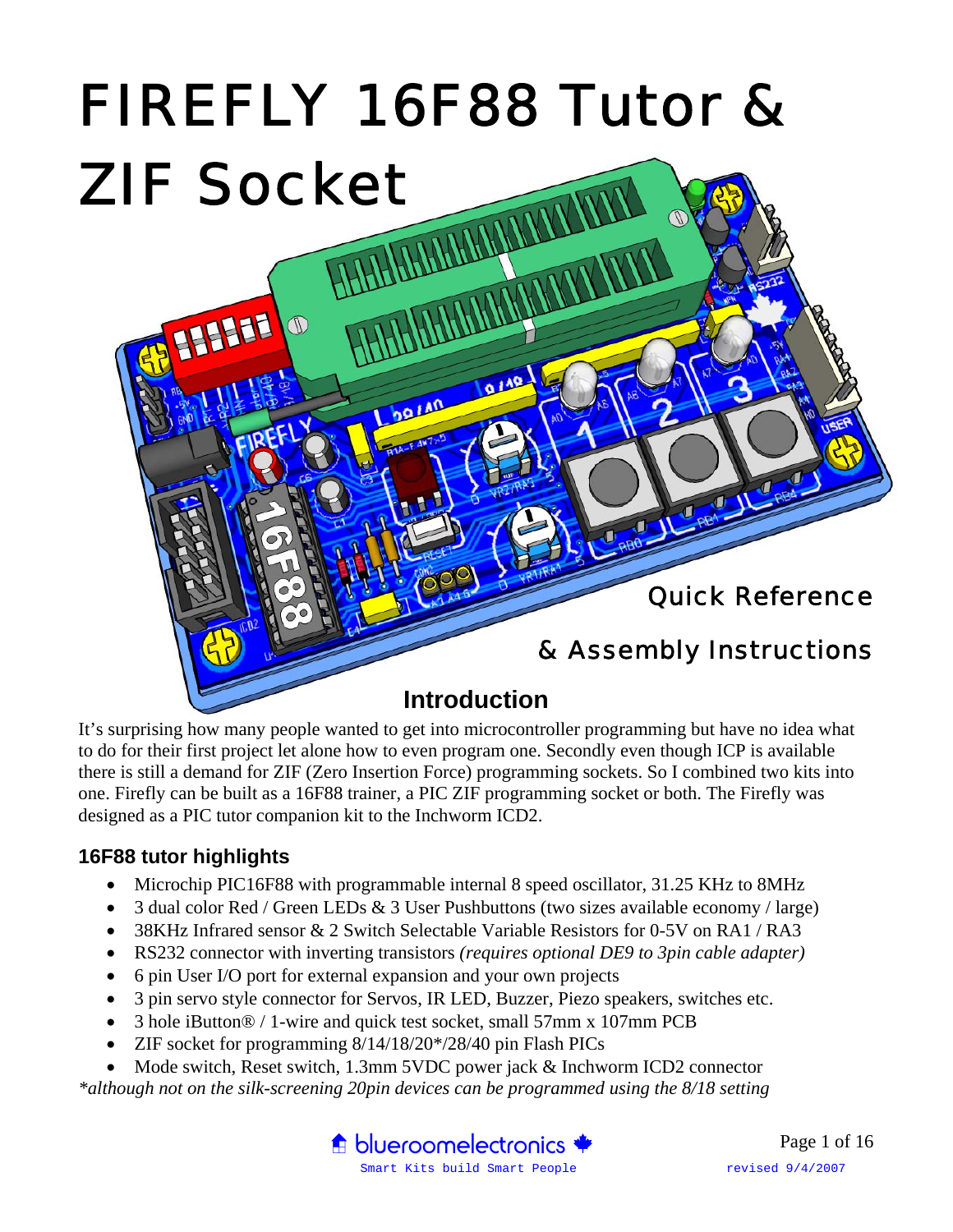# FIREFLY 16F88 Tutor & ZIF Socket

## Quick Reference

## & Assembly Instructions

### Introduction

It's surprising how many people wanted to get into microcontroller programming but have no idea what to do for their first project let alone how to even program one. Secondly even though ICP is available there is still a demand for ZIF (Zero Insertion Force) programming sockets. So I combined two kits into one. Firefly can be built as a 16F88 trainer, a PIC ZIF programming socket or both. The Firefly was designed as a PIC tutor companion kit to the Inchworm ICD2.

### 16F88 tutor highlights

- Microchip PIC16F88 with programmable internal 8 speed oscillator, 31.25 KHz to 8MHz
- 3 dual color Red / Green LEDs & 3 User Pushbuttons (two sizes available economy / large)
- 38KHz Infrared sensor & 2 Switch Selectable Variable Resistors for 0-5V on RA1 / RA3
- RS232 connector with inverting transistors *(requires optional DE9 to 3pin cable adapter)*
- 6 pin User I/O port for external expansion and your own projects
- 3 pin servo style connector for Servos, IR LED, Buzzer, Piezo speakers, switches etc.
- 3 hole iButton® / 1-wire and quick test socket, small 57mm x 107mm PCB
- ZIF socket for programming 8/14/18/20*/28/40 pin Flash PICs
- Mode switch, Reset switch, 1.3mm 5VDC power jack & Inchworm ICD2 connector

*\*although not on the silk-screening 20pin devices can be programmed using the 8/18 setting*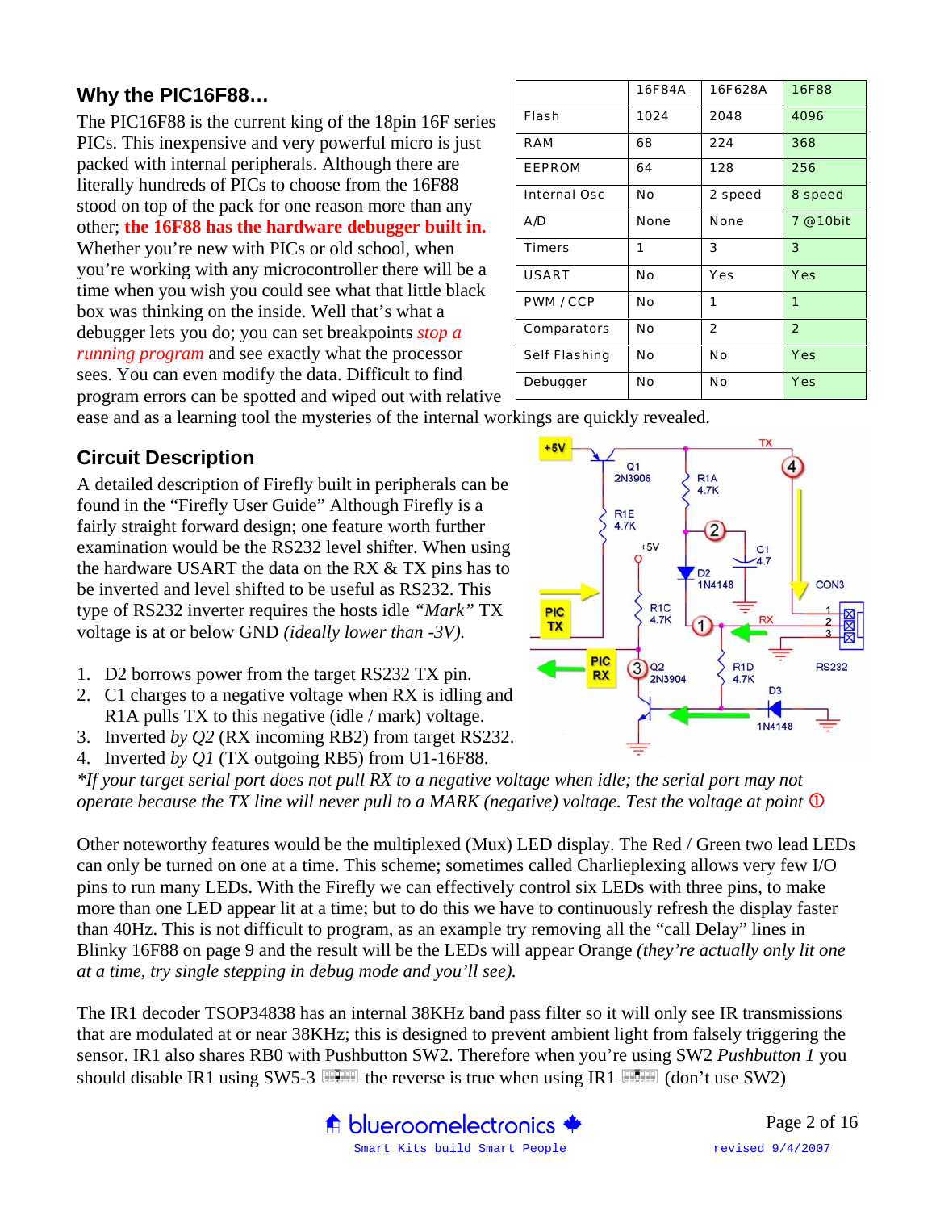## Why the PIC16F88…

The PIC16F88 is the current king of the 18pin 16F series PICs. This inexpensive and very powerful micro is just packed with internal peripherals. Although there are literally hundreds of PICs to choose from the 16F88 stood on top of the pack for one reason more than any other; **the 16F88 has the hardware debugger built in.** Whether you're new with PICs or old school, when you're working with any microcontroller there will be a time when you wish you could see what that little black box was thinking on the inside. Well that's what a debugger lets you do; you can set breakpoints *stop a running program* and see exactly what the processor sees. You can even modify the data. Difficult to find program errors can be spotted and wiped out with relative ease and as a learning tool the mysteries of the internal workings are quickly revealed.

| | 16F84A | 16F628A | 16F88 |
|---|---|---|---|
| Flash | 1024 | 2048 | 4096 |
| RAM | 68 | 224 | 368 |
| EEPROM | 64 | 128 | 256 |
| Internal Osc | No | 2 speed | 8 speed |
| A/D | None | None | 7 @10bit |
| Timers | 1 | 3 | 3 |
| USART | No | Yes | Yes |
| PWM / CCP | No | 1 | 1 |
| Comparators | No | 2 | 2 |
| Self Flashing | No | No | Yes |
| Debugger | No | No | Yes |

## Circuit Description

A detailed description of Firefly built in peripherals can be found in the "Firefly User Guide" Although Firefly is a fairly straight forward design; one feature worth further examination would be the RS232 level shifter. When using the hardware USART the data on the RX & TX pins has to be inverted and level shifted to be useful as RS232. This type of RS232 inverter requires the hosts idle *"Mark"* TX voltage is at or below GND *(ideally lower than -3V).*

1. D2 borrows power from the target RS232 TX pin.
2. C1 charges to a negative voltage when RX is idling and R1A pulls TX to this negative (idle / mark) voltage.
3. Inverted *by Q2* (RX incoming RB2) from target RS232.
4. Inverted *by Q1* (TX outgoing RB5) from U1-16F88.

*\*If your target serial port does not pull RX to a negative voltage when idle; the serial port may not operate because the TX line will never pull to a MARK (negative) voltage. Test the voltage at point ①*

Other noteworthy features would be the multiplexed (Mux) LED display. The Red / Green two lead LEDs can only be turned on one at a time. This scheme; sometimes called Charlieplexing allows very few I/O pins to run many LEDs. With the Firefly we can effectively control six LEDs with three pins, to make more than one LED appear lit at a time; but to do this we have to continuously refresh the display faster than 40Hz. This is not difficult to program, as an example try removing all the "call Delay" lines in Blinky 16F88 on page 9 and the result will be the LEDs will appear Orange *(they're actually only lit one at a time, try single stepping in debug mode and you'll see).*

The IR1 decoder TSOP34838 has an internal 38KHz band pass filter so it will only see IR transmissions that are modulated at or near 38KHz; this is designed to prevent ambient light from falsely triggering the sensor. IR1 also shares RB0 with Pushbutton SW2. Therefore when you're using SW2 *Pushbutton 1* you should disable IR1 using SW5-3 the reverse is true when using IR1 (don't use SW2)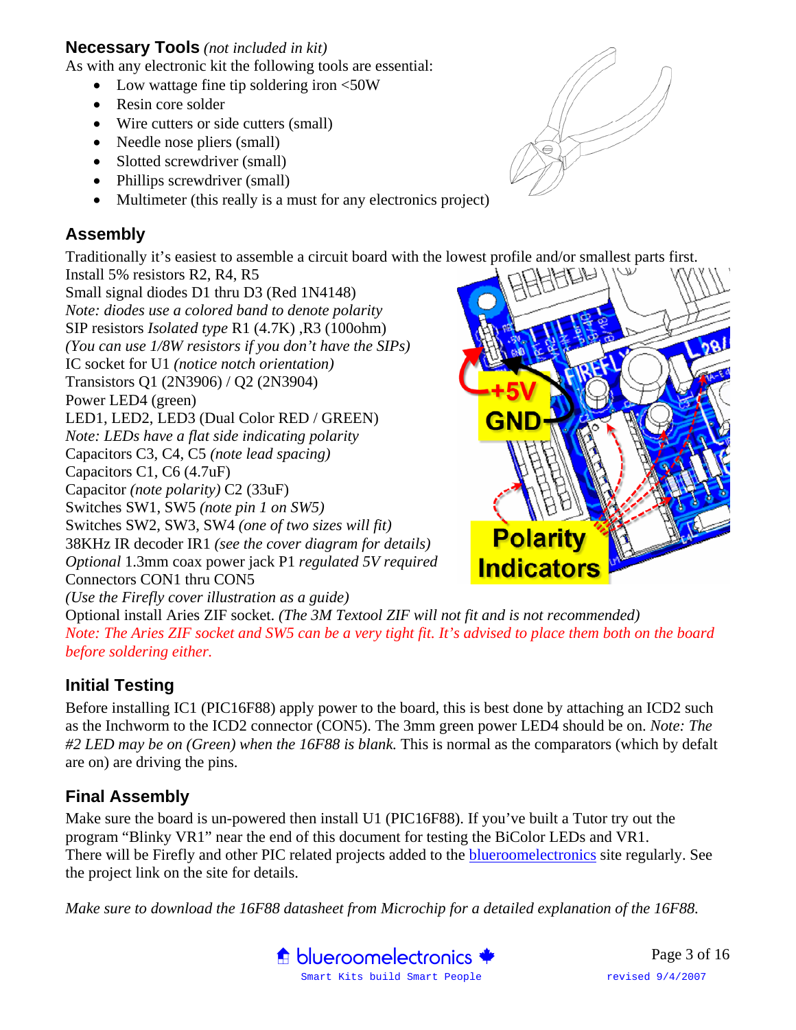## Necessary Tools *(not included in kit)*

As with any electronic kit the following tools are essential:

- Low wattage fine tip soldering iron <50W
- Resin core solder
- Wire cutters or side cutters (small)
- Needle nose pliers (small)
- Slotted screwdriver (small)
- Phillips screwdriver (small)
- Multimeter (this really is a must for any electronics project)

## Assembly

Traditionally it's easiest to assemble a circuit board with the lowest profile and/or smallest parts first.

Install 5% resistors R2, R4, R5
Small signal diodes D1 thru D3 (Red 1N4148)
*Note: diodes use a colored band to denote polarity*
SIP resistors *Isolated type* R1 (4.7K) ,R3 (100ohm)
*(You can use 1/8W resistors if you don't have the SIPs)*
IC socket for U1 *(notice notch orientation)*
Transistors Q1 (2N3906) / Q2 (2N3904)
Power LED4 (green)
LED1, LED2, LED3 (Dual Color RED / GREEN)
*Note: LEDs have a flat side indicating polarity*
Capacitors C3, C4, C5 *(note lead spacing)*
Capacitors C1, C6 (4.7uF)
Capacitor *(note polarity)* C2 (33uF)
Switches SW1, SW5 *(note pin 1 on SW5)*
Switches SW2, SW3, SW4 *(one of two sizes will fit)*
38KHz IR decoder IR1 *(see the cover diagram for details)*
*Optional* 1.3mm coax power jack P1 *regulated 5V required*
Connectors CON1 thru CON5
*(Use the Firefly cover illustration as a guide)*
Optional install Aries ZIF socket. *(The 3M Textool ZIF will not fit and is not recommended)*
*Note: The Aries ZIF socket and SW5 can be a very tight fit. It's advised to place them both on the board before soldering either.*

## Initial Testing

Before installing IC1 (PIC16F88) apply power to the board, this is best done by attaching an ICD2 such as the Inchworm to the ICD2 connector (CON5). The 3mm green power LED4 should be on. *Note: The #2 LED may be on (Green) when the 16F88 is blank.* This is normal as the comparators (which by defalt are on) are driving the pins.

## Final Assembly

Make sure the board is un-powered then install U1 (PIC16F88). If you've built a Tutor try out the program "Blinky VR1" near the end of this document for testing the BiColor LEDs and VR1.
There will be Firefly and other PIC related projects added to the blueroomelectronics site regularly. See the project link on the site for details.

*Make sure to download the 16F88 datasheet from Microchip for a detailed explanation of the 16F88.*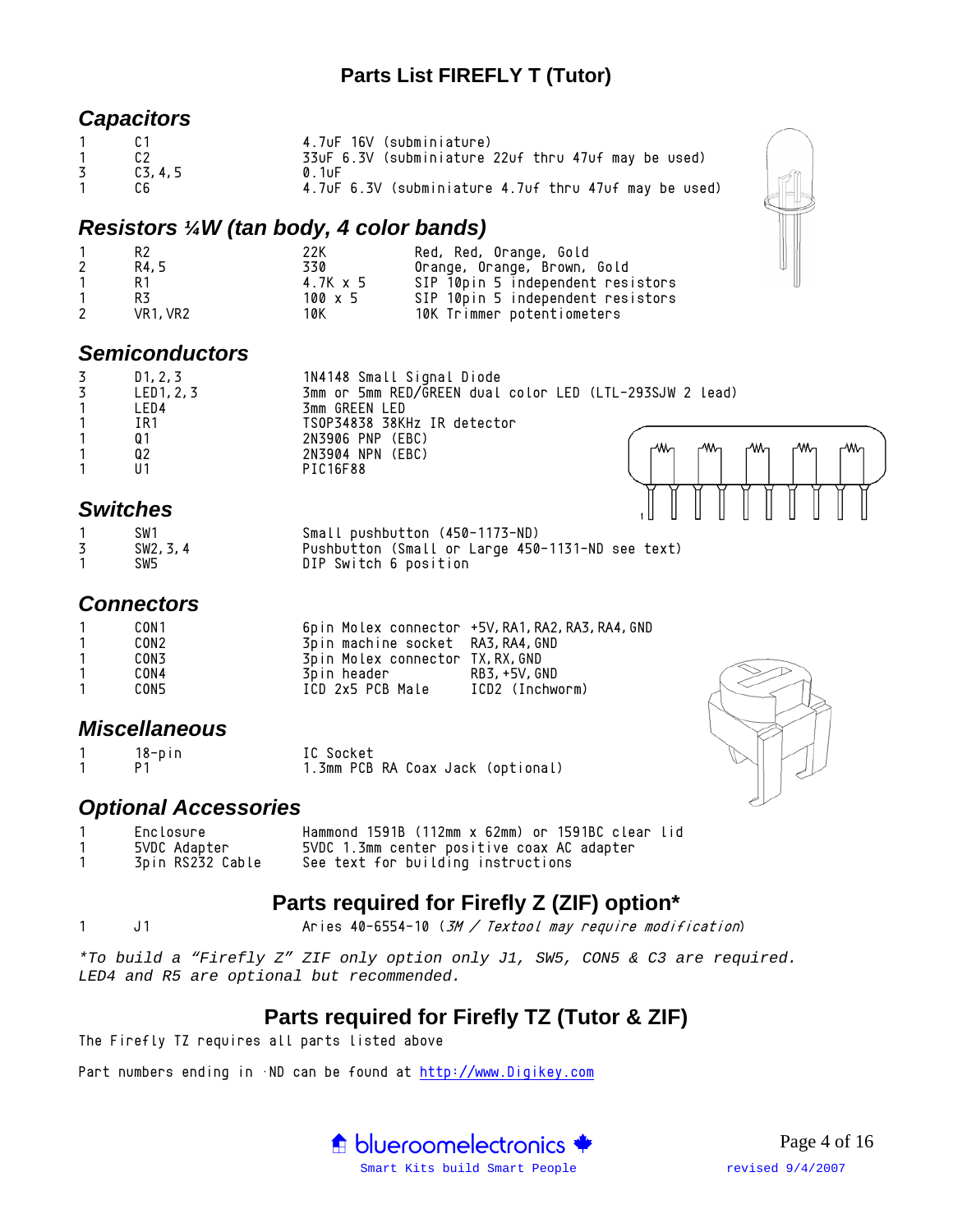# Parts List FIREFLY T (Tutor)

## Capacitors

| Qty | Ref | Description |
|---|---|---|
| 1 | C1 | 4.7uF 16V (subminiature) |
| 1 | C2 | 33uF 6.3V (subminiature 22uf thru 47uf may be used) |
| 3 | C3,4,5 | 0.1uF |
| 1 | C6 | 4.7uF 6.3V (subminiature 4.7uf thru 47uf may be used) |

## Resistors ¼W (tan body, 4 color bands)

| Qty | Ref | Value | Description |
|---|---|---|---|
| 1 | R2 | 22K | Red, Red, Orange, Gold |
| 2 | R4,5 | 330 | Orange, Orange, Brown, Gold |
| 1 | R1 | 4.7K x 5 | SIP 10pin 5 independent resistors |
| 1 | R3 | 100 x 5 | SIP 10pin 5 independent resistors |
| 2 | VR1,VR2 | 10K | 10K Trimmer potentiometers |

## Semiconductors

| Qty | Ref | Description |
|---|---|---|
| 3 | D1,2,3 | 1N4148 Small Signal Diode |
| 3 | LED1,2,3 | 3mm or 5mm RED/GREEN dual color LED (LTL-293SJW 2 lead) |
| 1 | LED4 | 3mm GREEN LED |
| 1 | IR1 | TSOP34838 38KHz IR detector |
| 1 | Q1 | 2N3906 PNP (EBC) |
| 1 | Q2 | 2N3904 NPN (EBC) |
| 1 | U1 | PIC16F88 |

## Switches

| Qty | Ref | Description |
|---|---|---|
| 1 | SW1 | Small pushbutton (450-1173-ND) |
| 3 | SW2,3,4 | Pushbutton (Small or Large 450-1131-ND see text) |
| 1 | SW5 | DIP Switch 6 position |

## Connectors

| Qty | Ref | Description | Signals |
|---|---|---|---|
| 1 | CON1 | 6pin Molex connector | +5V,RA1,RA2,RA3,RA4,GND |
| 1 | CON2 | 3pin machine socket | RA3,RA4,GND |
| 1 | CON3 | 3pin Molex connector | TX,RX,GND |
| 1 | CON4 | 3pin header | RB3,+5V,GND |
| 1 | CON5 | ICD 2x5 PCB Male | ICD2 (Inchworm) |

## Miscellaneous

| Qty | Ref | Description |
|---|---|---|
| 1 | 18-pin | IC Socket |
| 1 | P1 | 1.3mm PCB RA Coax Jack (optional) |

## Optional Accessories

| Qty | Item | Description |
|---|---|---|
| 1 | Enclosure | Hammond 1591B (112mm x 62mm) or 1591BC clear lid |
| 1 | 5VDC Adapter | 5VDC 1.3mm center positive coax AC adapter |
| 1 | 3pin RS232 Cable | See text for building instructions |

## Parts required for Firefly Z (ZIF) option*

| Qty | Ref | Description |
|---|---|---|
| 1 | J1 | Aries 40-6554-10 (*3M / Textool may require modification*) |

**To build a "Firefly Z" ZIF only option only J1, SW5, CON5 & C3 are required. LED4 and R5 are optional but recommended.*

## Parts required for Firefly TZ (Tutor & ZIF)

The Firefly TZ requires all parts listed above

Part numbers ending in -ND can be found at http://www.Digikey.com

blueroomelectronics
Smart Kits build Smart People

revised 9/4/2007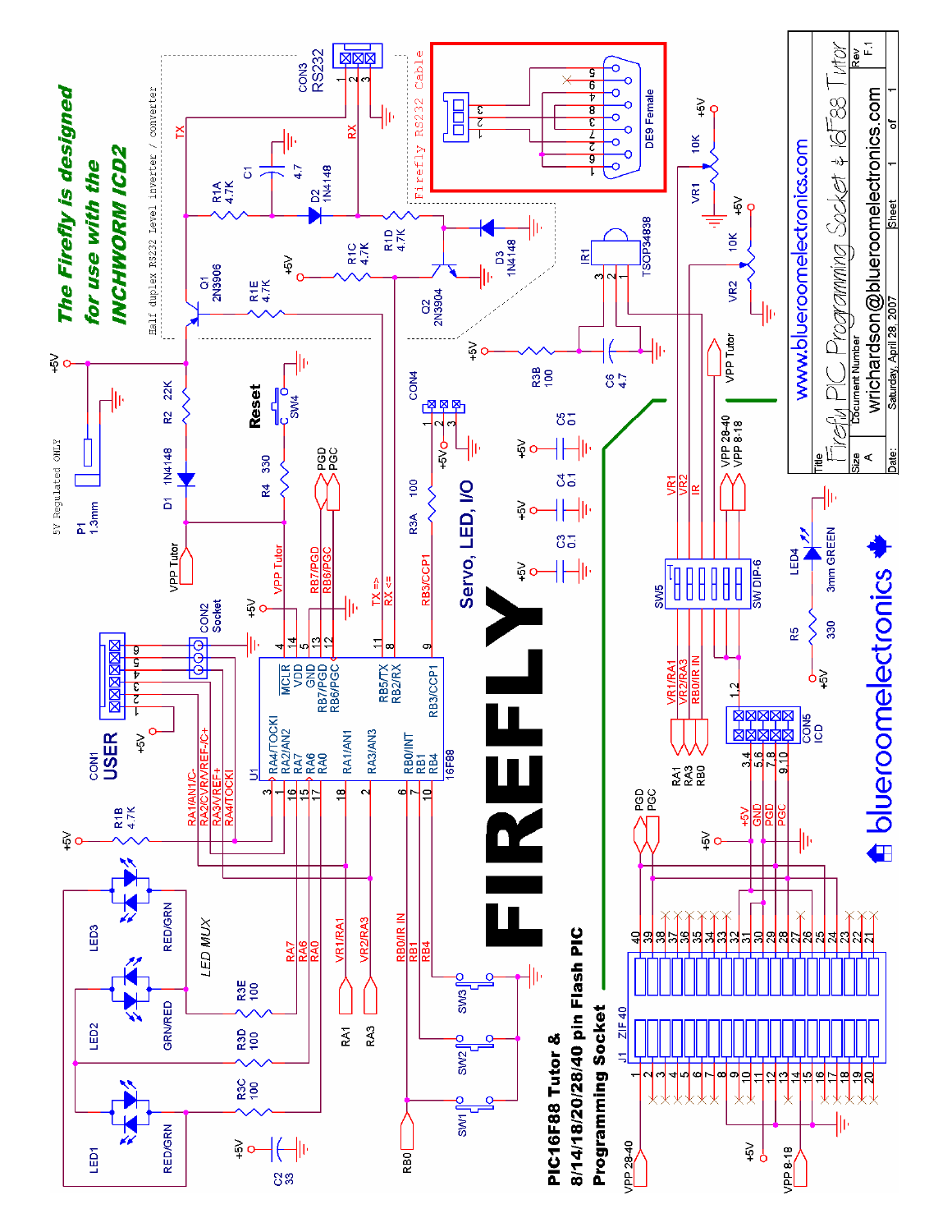# FIREFLY

**The Firefly is designed for use with the INCHWORM ICD2**

**PIC16F88 Tutor & 8/14/18/20/28/40 pin Flash PIC Programming Socket**

**Servo, LED, I/O**

Half duplex RS232 level inverter / converter

5V Regulated ONLY

Firefly RS232 Cable

DE9 Female

LED MUX

Reset

USER

www.blueroomelectronics.com

blueroomelectronics

| Title | | |
|---|---|---|
| Firefly PIC Programming Socket & 16F88 Tutor | | |
| Size: A | Document Number: wrichardson@blueroomelectronics.com | Rev: F.1 |
| Date: Saturday, April 28, 2007 | Sheet 1 of 1 | |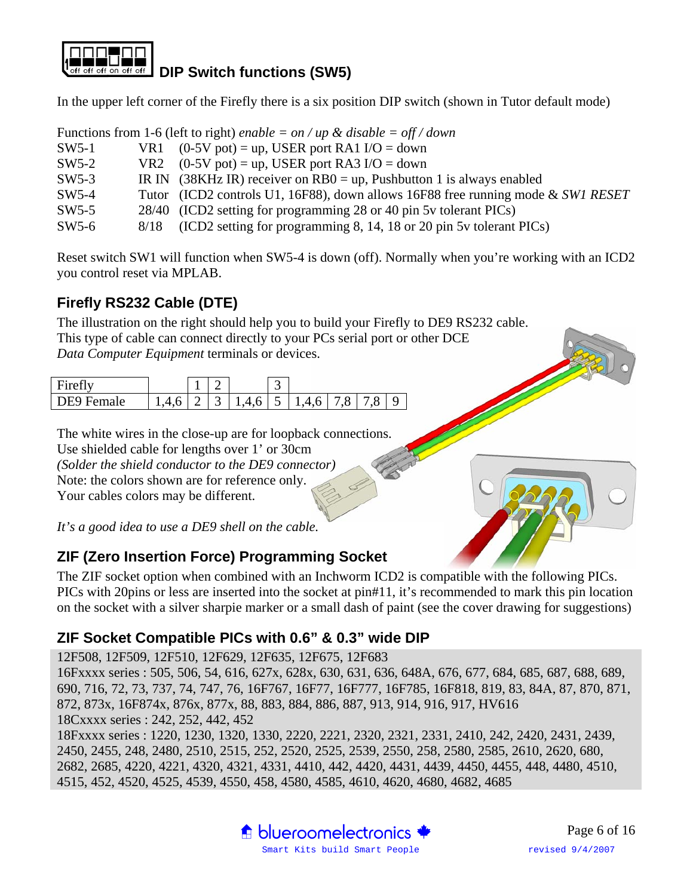## DIP Switch functions (SW5)

In the upper left corner of the Firefly there is a six position DIP switch (shown in Tutor default mode)

Functions from 1-6 (left to right) *enable = on / up & disable = off / down*

| | | |
|---|---|---|
| SW5-1 | VR1 | (0-5V pot) = up, USER port RA1 I/O = down |
| SW5-2 | VR2 | (0-5V pot) = up, USER port RA3 I/O = down |
| SW5-3 | IR IN | (38KHz IR) receiver on RB0 = up, Pushbutton 1 is always enabled |
| SW5-4 | Tutor | (ICD2 controls U1, 16F88), down allows 16F88 free running mode & *SW1 RESET* |
| SW5-5 | 28/40 | (ICD2 setting for programming 28 or 40 pin 5v tolerant PICs) |
| SW5-6 | 8/18 | (ICD2 setting for programming 8, 14, 18 or 20 pin 5v tolerant PICs) |

Reset switch SW1 will function when SW5-4 is down (off). Normally when you're working with an ICD2 you control reset via MPLAB.

## Firefly RS232 Cable (DTE)

The illustration on the right should help you to build your Firefly to DE9 RS232 cable. This type of cable can connect directly to your PCs serial port or other DCE *Data Computer Equipment* terminals or devices.

| Firefly | | 1 | 2 | | 3 | | | | |
|---|---|---|---|---|---|---|---|---|---|
| DE9 Female | 1,4,6 | 2 | 3 | 1,4,6 | 5 | 1,4,6 | 7,8 | 7,8 | 9 |

The white wires in the close-up are for loopback connections.
Use shielded cable for lengths over 1' or 30cm
*(Solder the shield conductor to the DE9 connector)*
Note: the colors shown are for reference only.
Your cables colors may be different.

*It's a good idea to use a DE9 shell on the cable.*

## ZIF (Zero Insertion Force) Programming Socket

The ZIF socket option when combined with an Inchworm ICD2 is compatible with the following PICs. PICs with 20pins or less are inserted into the socket at pin#11, it's recommended to mark this pin location on the socket with a silver sharpie marker or a small dash of paint (see the cover drawing for suggestions)

## ZIF Socket Compatible PICs with 0.6" & 0.3" wide DIP

12F508, 12F509, 12F510, 12F629, 12F635, 12F675, 12F683
16Fxxxx series : 505, 506, 54, 616, 627x, 628x, 630, 631, 636, 648A, 676, 677, 684, 685, 687, 688, 689, 690, 716, 72, 73, 737, 74, 747, 76, 16F767, 16F77, 16F777, 16F785, 16F818, 819, 83, 84A, 87, 870, 871, 872, 873x, 16F874x, 876x, 877x, 88, 883, 884, 886, 887, 913, 914, 916, 917, HV616
18Cxxxx series : 242, 252, 442, 452
18Fxxxx series : 1220, 1230, 1320, 1330, 2220, 2221, 2320, 2321, 2331, 2410, 242, 2420, 2431, 2439, 2450, 2455, 248, 2480, 2510, 2515, 252, 2520, 2525, 2539, 2550, 258, 2580, 2585, 2610, 2620, 680, 2682, 2685, 4220, 4221, 4320, 4321, 4331, 4410, 442, 4420, 4431, 4439, 4450, 4455, 448, 4480, 4510, 4515, 452, 4520, 4525, 4539, 4550, 458, 4580, 4585, 4610, 4620, 4680, 4682, 4685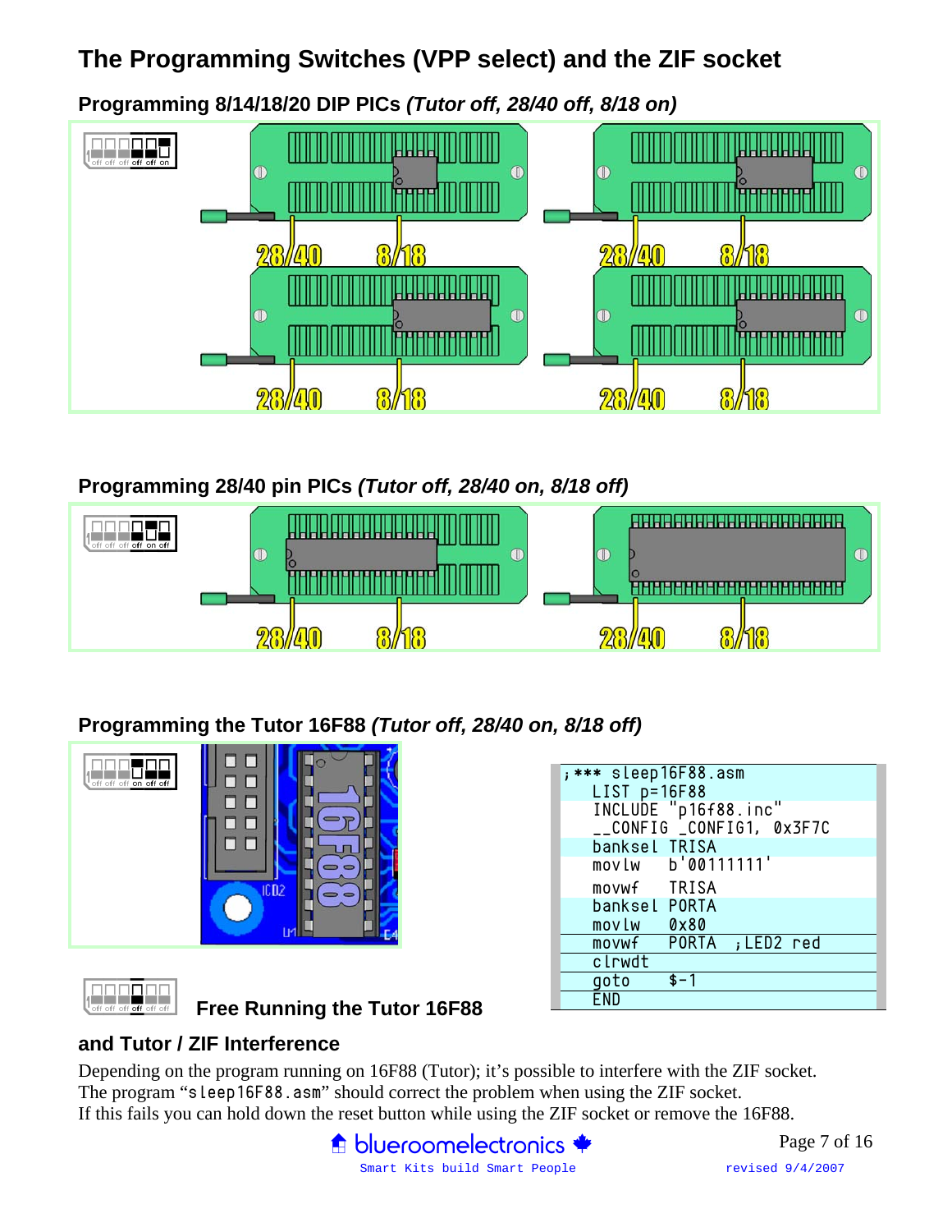# The Programming Switches (VPP select) and the ZIF socket

## Programming 8/14/18/20 DIP PICs *(Tutor off, 28/40 off, 8/18 on)*

## Programming 28/40 pin PICs *(Tutor off, 28/40 on, 8/18 off)*

## Programming the Tutor 16F88 *(Tutor off, 28/40 on, 8/18 off)*

```
;*** sleep16F88.asm
    LIST p=16F88
    INCLUDE "p16f88.inc"
    __CONFIG _CONFIG1, 0x3F7C
    banksel TRISA
    movlw   b'00111111'
    movwf   TRISA
    banksel PORTA
    movlw   0x80
    movwf   PORTA  ;LED2 red
    clrwdt
    goto    $-1
    END
```

## Free Running the Tutor 16F88

## and Tutor / ZIF Interference

Depending on the program running on 16F88 (Tutor); it's possible to interfere with the ZIF socket.
The program "sleep16F88.asm" should correct the problem when using the ZIF socket.
If this fails you can hold down the reset button while using the ZIF socket or remove the 16F88.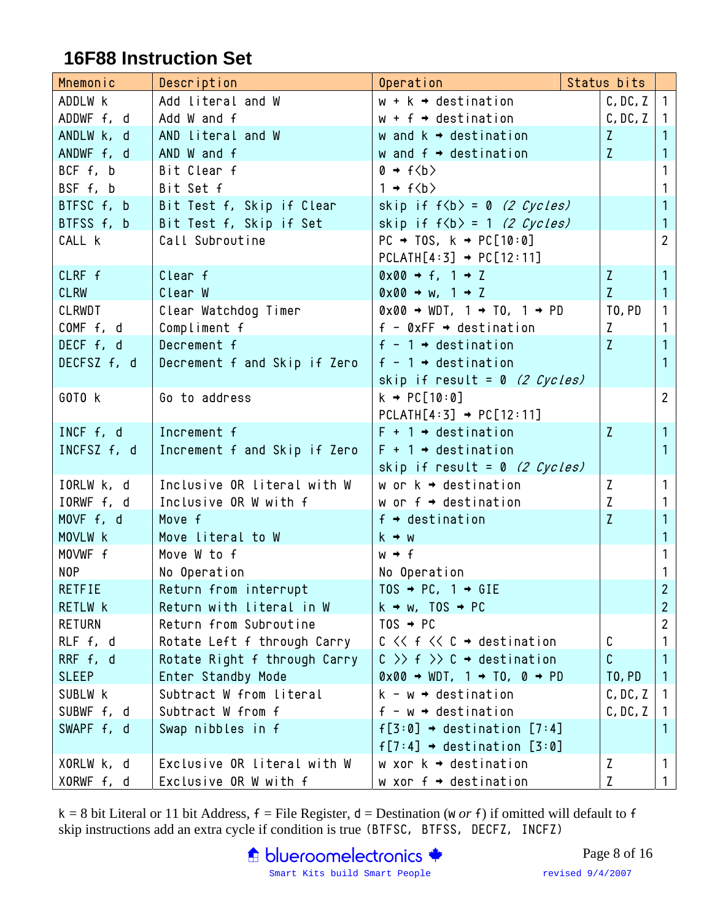## 16F88 Instruction Set

| Mnemonic | Description | Operation | Status bits | |
|---|---|---|---|---|
| ADDLW k | Add literal and W | w + k → destination | C, DC, Z | 1 |
| ADDWF f, d | Add W and f | w + f → destination | C, DC, Z | 1 |
| ANDLW k, d | AND literal and W | w and k → destination | Z | 1 |
| ANDWF f, d | AND W and f | w and f → destination | Z | 1 |
| BCF f, b | Bit Clear f | 0 → f<b> | | 1 |
| BSF f, b | Bit Set f | 1 → f<b> | | 1 |
| BTFSC f, b | Bit Test f, Skip if Clear | skip if f<b> = 0 *(2 Cycles)* | | 1 |
| BTFSS f, b | Bit Test f, Skip if Set | skip if f<b> = 1 *(2 Cycles)* | | 1 |
| CALL k | Call Subroutine | PC → TOS, k → PC[10:0] PCLATH[4:3] → PC[12:11] | | 2 |
| CLRF f | Clear f | 0x00 → f, 1 → Z | Z | 1 |
| CLRW | Clear W | 0x00 → w, 1 → Z | Z | 1 |
| CLRWDT | Clear Watchdog Timer | 0x00 → WDT, 1 → TO, 1 → PD | TO, PD | 1 |
| COMF f, d | Compliment f | f - 0xFF → destination | Z | 1 |
| DECF f, d | Decrement f | f - 1 → destination | Z | 1 |
| DECFSZ f, d | Decrement f and Skip if Zero | f - 1 → destination skip if result = 0 *(2 Cycles)* | | 1 |
| GOTO k | Go to address | k → PC[10:0] PCLATH[4:3] → PC[12:11] | | 2 |
| INCF f, d | Increment f | F + 1 → destination | Z | 1 |
| INCFSZ f, d | Increment f and Skip if Zero | F + 1 → destination skip if result = 0 *(2 Cycles)* | | 1 |
| IORLW k, d | Inclusive OR literal with W | w or k → destination | Z | 1 |
| IORWF f, d | Inclusive OR W with f | w or f → destination | Z | 1 |
| MOVF f, d | Move f | f → destination | Z | 1 |
| MOVLW k | Move literal to W | k → w | | 1 |
| MOVWF f | Move W to f | w → f | | 1 |
| NOP | No Operation | No Operation | | 1 |
| RETFIE | Return from interrupt | TOS → PC, 1 → GIE | | 2 |
| RETLW k | Return with literal in W | k → w, TOS → PC | | 2 |
| RETURN | Return from Subroutine | TOS → PC | | 2 |
| RLF f, d | Rotate Left f through Carry | C << f << C → destination | C | 1 |
| RRF f, d | Rotate Right f through Carry | C >> f >> C → destination | C | 1 |
| SLEEP | Enter Standby Mode | 0x00 → WDT, 1 → TO, 0 → PD | TO, PD | 1 |
| SUBLW k | Subtract W from literal | k - w → destination | C, DC, Z | 1 |
| SUBWF f, d | Subtract W from f | f - w → destination | C, DC, Z | 1 |
| SWAPF f, d | Swap nibbles in f | f[3:0] → destination [7:4] f[7:4] → destination [3:0] | | 1 |
| XORLW k, d | Exclusive OR literal with W | w xor k → destination | Z | 1 |
| XORWF f, d | Exclusive OR W with f | w xor f → destination | Z | 1 |

k = 8 bit Literal or 11 bit Address, f = File Register, d = Destination (w *or* f) if omitted will default to f
skip instructions add an extra cycle if condition is true (BTFSC, BTFSS, DECFZ, INCFZ)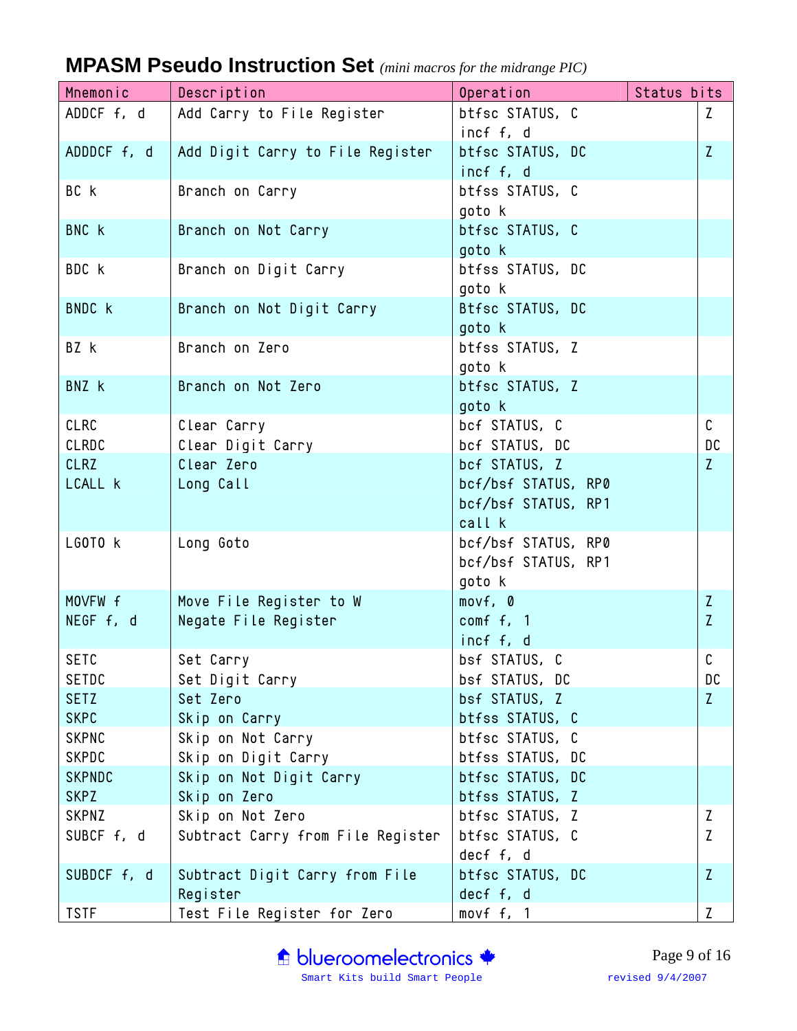## MPASM Pseudo Instruction Set *(mini macros for the midrange PIC)*

| Mnemonic | Description | Operation | Status bits |
|---|---|---|---|
| ADDCF f, d | Add Carry to File Register | btfsc STATUS, C<br>incf f, d | Z |
| ADDDCF f, d | Add Digit Carry to File Register | btfsc STATUS, DC<br>incf f, d | Z |
| BC k | Branch on Carry | btfss STATUS, C<br>goto k | |
| BNC k | Branch on Not Carry | btfsc STATUS, C<br>goto k | |
| BDC k | Branch on Digit Carry | btfss STATUS, DC<br>goto k | |
| BNDC k | Branch on Not Digit Carry | Btfsc STATUS, DC<br>goto k | |
| BZ k | Branch on Zero | btfss STATUS, Z<br>goto k | |
| BNZ k | Branch on Not Zero | btfsc STATUS, Z<br>goto k | |
| CLRC | Clear Carry | bcf STATUS, C | C |
| CLRDC | Clear Digit Carry | bcf STATUS, DC | DC |
| CLRZ | Clear Zero | bcf STATUS, Z | Z |
| LCALL k | Long Call | bcf/bsf STATUS, RP0<br>bcf/bsf STATUS, RP1<br>call k | |
| LGOTO k | Long Goto | bcf/bsf STATUS, RP0<br>bcf/bsf STATUS, RP1<br>goto k | |
| MOVFW f | Move File Register to W | movf, 0 | Z |
| NEGF f, d | Negate File Register | comf f, 1<br>incf f, d | Z |
| SETC | Set Carry | bsf STATUS, C | C |
| SETDC | Set Digit Carry | bsf STATUS, DC | DC |
| SETZ | Set Zero | bsf STATUS, Z | Z |
| SKPC | Skip on Carry | btfss STATUS, C | |
| SKPNC | Skip on Not Carry | btfsc STATUS, C | |
| SKPDC | Skip on Digit Carry | btfss STATUS, DC | |
| SKPNDC | Skip on Not Digit Carry | btfsc STATUS, DC | |
| SKPZ | Skip on Zero | btfss STATUS, Z | |
| SKPNZ | Skip on Not Zero | btfsc STATUS, Z | Z |
| SUBCF f, d | Subtract Carry from File Register | btfsc STATUS, C<br>decf f, d | Z |
| SUBDCF f, d | Subtract Digit Carry from File Register | btfsc STATUS, DC<br>decf f, d | Z |
| TSTF | Test File Register for Zero | movf f, 1 | Z |

blueroomelectronics
Smart Kits build Smart People

revised 9/4/2007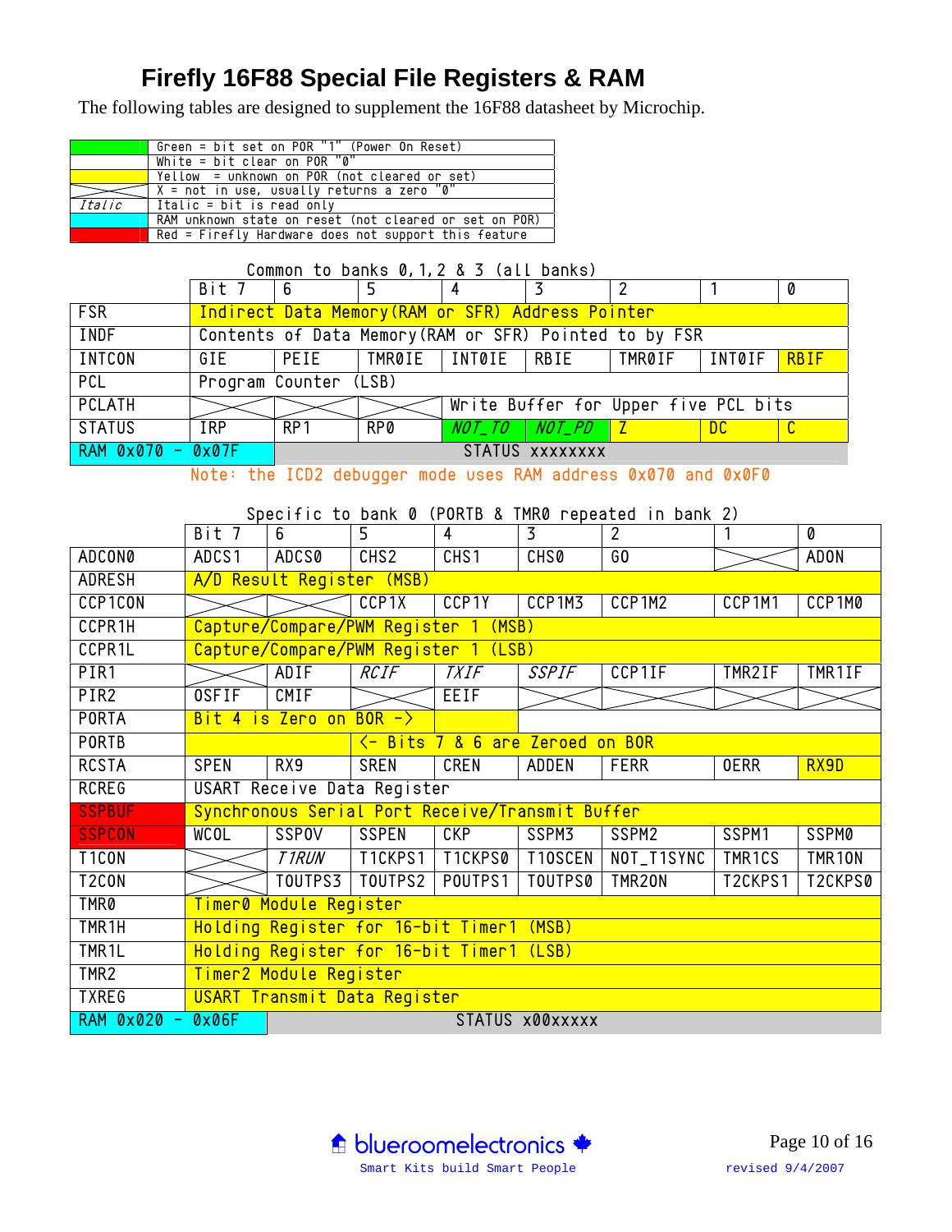# Firefly 16F88 Special File Registers & RAM

The following tables are designed to supplement the 16F88 datasheet by Microchip.

| Legend | Meaning |
|---|---|
| (Green) | Green = bit set on POR "1" (Power On Reset) |
| (White) | White = bit clear on POR "0" |
| (Yellow) | Yellow = unknown on POR (not cleared or set) |
| X | X = not in use, usually returns a zero "0" |
| *Italic* | Italic = bit is read only |
| (Cyan) | RAM unknown state on reset (not cleared or set on POR) |
| (Red) | Red = Firefly Hardware does not support this feature |

Common to banks 0,1,2 & 3 (all banks)

| | Bit 7 | 6 | 5 | 4 | 3 | 2 | 1 | 0 |
|---|---|---|---|---|---|---|---|---|
| FSR | Indirect Data Memory(RAM or SFR) Address Pointer | | | | | | | |
| INDF | Contents of Data Memory(RAM or SFR) Pointed to by FSR | | | | | | | |
| INTCON | GIE | PEIE | TMR0IE | INT0IE | RBIE | TMR0IF | INT0IF | RBIF |
| PCL | Program Counter (LSB) | | | | | | | |
| PCLATH | X | X | X | Write Buffer for Upper five PCL bits | | | | |
| STATUS | IRP | RP1 | RP0 | *NOT_TO* | *NOT_PD* | Z | DC | C |
| RAM 0x070 - 0x07F | | STATUS xxxxxxxx | | | | | | |

Note: the ICD2 debugger mode uses RAM address 0x070 and 0x0F0

Specific to bank 0 (PORTB & TMR0 repeated in bank 2)

| | Bit 7 | 6 | 5 | 4 | 3 | 2 | 1 | 0 |
|---|---|---|---|---|---|---|---|---|
| ADCON0 | ADCS1 | ADCS0 | CHS2 | CHS1 | CHS0 | GO | X | ADON |
| ADRESH | A/D Result Register (MSB) | | | | | | | |
| CCP1CON | X | X | CCP1X | CCP1Y | CCP1M3 | CCP1M2 | CCP1M1 | CCP1M0 |
| CCPR1H | Capture/Compare/PWM Register 1 (MSB) | | | | | | | |
| CCPR1L | Capture/Compare/PWM Register 1 (LSB) | | | | | | | |
| PIR1 | X | ADIF | *RCIF* | *TXIF* | *SSPIF* | CCP1IF | TMR2IF | TMR1IF |
| PIR2 | OSFIF | CMIF | X | EEIF | X | X | X | X |
| PORTA | Bit 4 is Zero on BOR -> | | | | | | | |
| PORTB | | | <- Bits 7 & 6 are Zeroed on BOR | | | | | |
| RCSTA | SPEN | RX9 | SREN | CREN | ADDEN | FERR | OERR | RX9D |
| RCREG | USART Receive Data Register | | | | | | | |
| SSPBUF | Synchronous Serial Port Receive/Transmit Buffer | | | | | | | |
| SSPCON | WCOL | SSPOV | SSPEN | CKP | SSPM3 | SSPM2 | SSPM1 | SSPM0 |
| T1CON | X | *T1RUN* | T1CKPS1 | T1CKPS0 | T1OSCEN | NOT_T1SYNC | TMR1CS | TMR1ON |
| T2CON | X | TOUTPS3 | TOUTPS2 | POUTPS1 | TOUTPS0 | TMR2ON | T2CKPS1 | T2CKPS0 |
| TMR0 | Timer0 Module Register | | | | | | | |
| TMR1H | Holding Register for 16-bit Timer1 (MSB) | | | | | | | |
| TMR1L | Holding Register for 16-bit Timer1 (LSB) | | | | | | | |
| TMR2 | Timer2 Module Register | | | | | | | |
| TXREG | USART Transmit Data Register | | | | | | | |
| RAM 0x020 - 0x06F | | STATUS x00xxxxx | | | | | | |

blueroomelectronics

Smart Kits build Smart People

revised 9/4/2007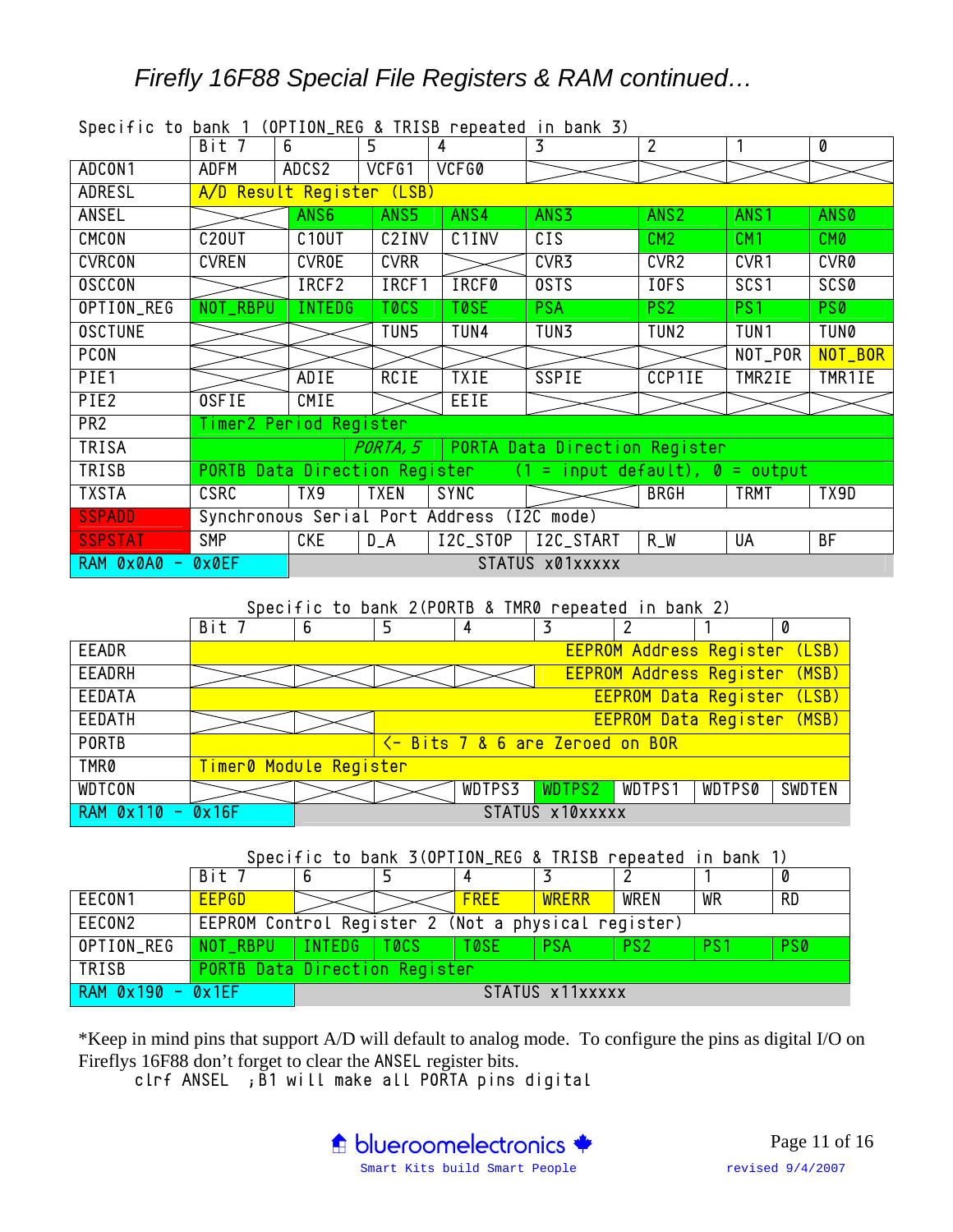# Firefly 16F88 Special File Registers & RAM continued…

Specific to bank 1 (OPTION_REG & TRISB repeated in bank 3)

| | Bit 7 | 6 | 5 | 4 | 3 | 2 | 1 | 0 |
|---|---|---|---|---|---|---|---|---|
| ADCON1 | ADFM | ADCS2 | VCFG1 | VCFG0 | | | | |
| ADRESL | A/D Result Register (LSB) | | | | | | | |
| ANSEL | | ANS6 | ANS5 | ANS4 | ANS3 | ANS2 | ANS1 | ANS0 |
| CMCON | C2OUT | C1OUT | C2INV | C1INV | CIS | CM2 | CM1 | CM0 |
| CVRCON | CVREN | CVROE | CVRR | | CVR3 | CVR2 | CVR1 | CVR0 |
| OSCCON | | IRCF2 | IRCF1 | IRCF0 | OSTS | IOFS | SCS1 | SCS0 |
| OPTION_REG | NOT_RBPU | INTEDG | T0CS | T0SE | PSA | PS2 | PS1 | PS0 |
| OSCTUNE | | | TUN5 | TUN4 | TUN3 | TUN2 | TUN1 | TUN0 |
| PCON | | | | | | | NOT_POR | NOT_BOR |
| PIE1 | | ADIE | RCIE | TXIE | SSPIE | CCP1IE | TMR2IE | TMR1IE |
| PIE2 | OSFIE | CMIE | | EEIE | | | | |
| PR2 | Timer2 Period Register | | | | | | | |
| TRISA | | | *PORTA,5* | PORTA Data Direction Register | | | | |
| TRISB | PORTB Data Direction Register (1 = input default), 0 = output | | | | | | | |
| TXSTA | CSRC | TX9 | TXEN | SYNC | | BRGH | TRMT | TX9D |
| SSPADD | Synchronous Serial Port Address (I2C mode) | | | | | | | |
| SSPSTAT | SMP | CKE | D_A | I2C_STOP | I2C_START | R_W | UA | BF |
| RAM 0x0A0 - 0x0EF | | STATUS x01xxxxx | | | | | | |

Specific to bank 2(PORTB & TMR0 repeated in bank 2)

| | Bit 7 | 6 | 5 | 4 | 3 | 2 | 1 | 0 |
|---|---|---|---|---|---|---|---|---|
| EEADR | EEPROM Address Register (LSB) | | | | | | | |
| EEADRH | | | | | EEPROM Address Register (MSB) | | | |
| EEDATA | EEPROM Data Register (LSB) | | | | | | | |
| EEDATH | | | EEPROM Data Register (MSB) | | | | | |
| PORTB | | | <- Bits 7 & 6 are Zeroed on BOR | | | | | |
| TMR0 | Timer0 Module Register | | | | | | | |
| WDTCON | | | | WDTPS3 | WDTPS2 | WDTPS1 | WDTPS0 | SWDTEN |
| RAM 0x110 - 0x16F | | STATUS x10xxxxx | | | | | | |

Specific to bank 3(OPTION_REG & TRISB repeated in bank 1)

| | Bit 7 | 6 | 5 | 4 | 3 | 2 | 1 | 0 |
|---|---|---|---|---|---|---|---|---|
| EECON1 | EEPGD | | | FREE | WRERR | WREN | WR | RD |
| EECON2 | EEPROM Control Register 2 (Not a physical register) | | | | | | | |
| OPTION_REG | NOT_RBPU | INTEDG | T0CS | T0SE | PSA | PS2 | PS1 | PS0 |
| TRISB | PORTB Data Direction Register | | | | | | | |
| RAM 0x190 - 0x1EF | | STATUS x11xxxxx | | | | | | |

*Keep in mind pins that support A/D will default to analog mode. To configure the pins as digital I/O on Fireflys 16F88 don't forget to clear the ANSEL register bits.

```
clrf ANSEL  ;B1 will make all PORTA pins digital
```

blueroomelectronics
Smart Kits build Smart People

revised 9/4/2007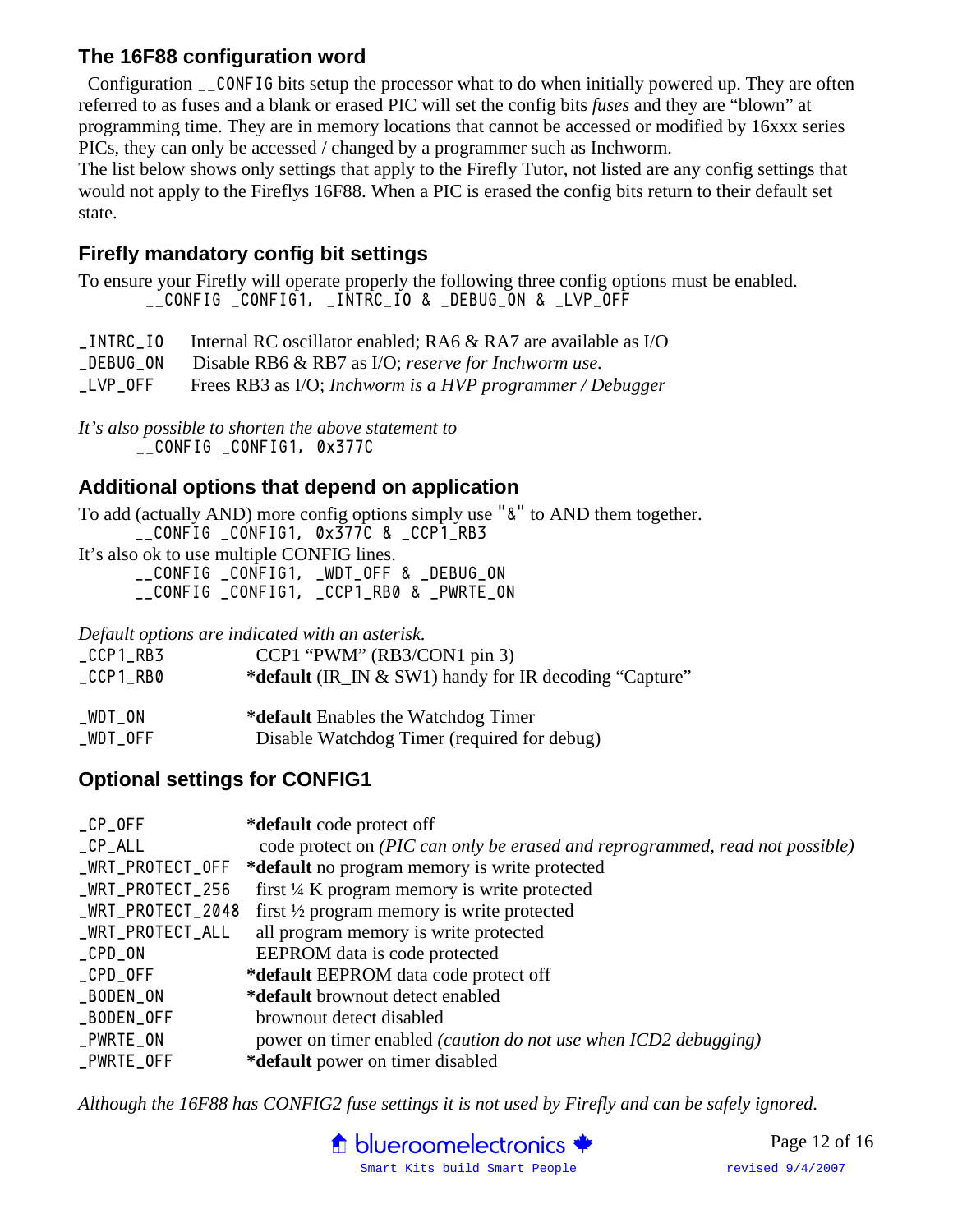## The 16F88 configuration word

Configuration `__CONFIG` bits setup the processor what to do when initially powered up. They are often referred to as fuses and a blank or erased PIC will set the config bits *fuses* and they are "blown" at programming time. They are in memory locations that cannot be accessed or modified by 16xxx series PICs, they can only be accessed / changed by a programmer such as Inchworm.
The list below shows only settings that apply to the Firefly Tutor, not listed are any config settings that would not apply to the Fireflys 16F88. When a PIC is erased the config bits return to their default set state.

## Firefly mandatory config bit settings

To ensure your Firefly will operate properly the following three config options must be enabled.

```
__CONFIG _CONFIG1, _INTRC_IO & _DEBUG_ON & _LVP_OFF
```

| | |
|---|---|
| `_INTRC_IO` | Internal RC oscillator enabled; RA6 & RA7 are available as I/O |
| `_DEBUG_ON` | Disable RB6 & RB7 as I/O; *reserve for Inchworm use.* |
| `_LVP_OFF` | Frees RB3 as I/O; *Inchworm is a HVP programmer / Debugger* |

*It's also possible to shorten the above statement to*

```
__CONFIG _CONFIG1, 0x377C
```

## Additional options that depend on application

To add (actually AND) more config options simply use "&" to AND them together.

```
__CONFIG _CONFIG1, 0x377C & _CCP1_RB3
```

It's also ok to use multiple CONFIG lines.

```
__CONFIG _CONFIG1, _WDT_OFF & _DEBUG_ON
__CONFIG _CONFIG1, _CCP1_RB0 & _PWRTE_ON
```

*Default options are indicated with an asterisk.*

| | |
|---|---|
| `_CCP1_RB3` | CCP1 "PWM" (RB3/CON1 pin 3) |
| `_CCP1_RB0` | ***default** (IR_IN & SW1) handy for IR decoding "Capture" |
| `_WDT_ON` | ***default** Enables the Watchdog Timer |
| `_WDT_OFF` | Disable Watchdog Timer (required for debug) |

## Optional settings for CONFIG1

| | |
|---|---|
| `_CP_OFF` | ***default** code protect off |
| `_CP_ALL` | code protect on *(PIC can only be erased and reprogrammed, read not possible)* |
| `_WRT_PROTECT_OFF` | ***default** no program memory is write protected |
| `_WRT_PROTECT_256` | first ¼ K program memory is write protected |
| `_WRT_PROTECT_2048` | first ½ program memory is write protected |
| `_WRT_PROTECT_ALL` | all program memory is write protected |
| `_CPD_ON` | EEPROM data is code protected |
| `_CPD_OFF` | ***default** EEPROM data code protect off |
| `_BODEN_ON` | ***default** brownout detect enabled |
| `_BODEN_OFF` | brownout detect disabled |
| `_PWRTE_ON` | power on timer enabled *(caution do not use when ICD2 debugging)* |
| `_PWRTE_OFF` | ***default** power on timer disabled |

*Although the 16F88 has CONFIG2 fuse settings it is not used by Firefly and can be safely ignored.*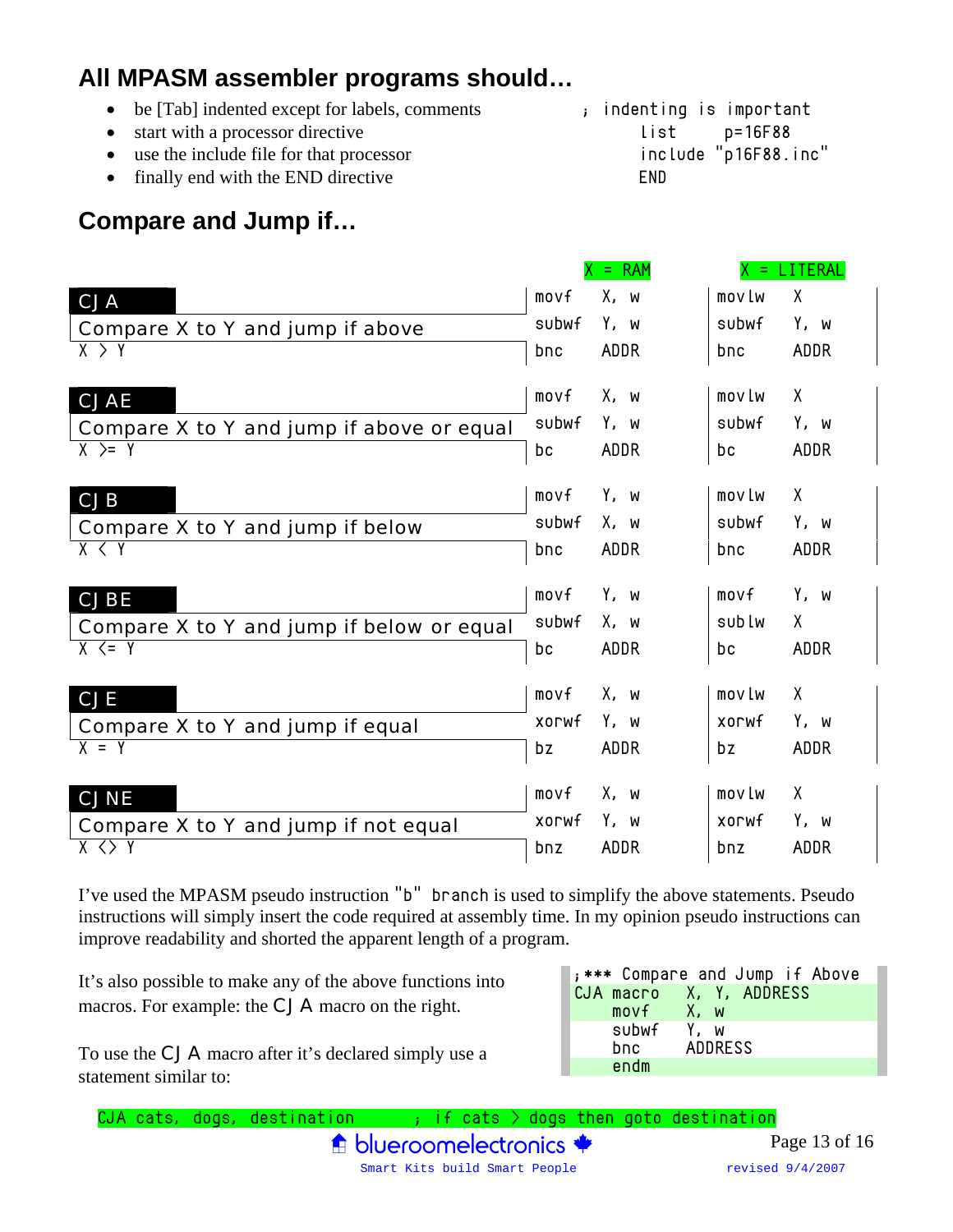## All MPASM assembler programs should…

- be [Tab] indented except for labels, comments
- start with a processor directive
- use the include file for that processor
- finally end with the END directive

```
; indenting is important
        list    p=16F88
        include "p16F88.inc"
        END
```

## Compare and Jump if…

| | X = RAM | | X = LITERAL | |
|---|---|---|---|---|
| **CJA**<br>Compare X to Y and jump if above<br>X > Y | movf<br>subwf<br>bnc | X, w<br>Y, w<br>ADDR | movlw<br>subwf<br>bnc | X<br>Y, w<br>ADDR |
| **CJAE**<br>Compare X to Y and jump if above or equal<br>X >= Y | movf<br>subwf<br>bc | X, w<br>Y, w<br>ADDR | movlw<br>subwf<br>bc | X<br>Y, w<br>ADDR |
| **CJB**<br>Compare X to Y and jump if below<br>X < Y | movf<br>subwf<br>bnc | Y, w<br>X, w<br>ADDR | movlw<br>subwf<br>bnc | X<br>Y, w<br>ADDR |
| **CJBE**<br>Compare X to Y and jump if below or equal<br>X <= Y | movf<br>subwf<br>bc | Y, w<br>X, w<br>ADDR | movf<br>sublw<br>bc | Y, w<br>X<br>ADDR |
| **CJE**<br>Compare X to Y and jump if equal<br>X = Y | movf<br>xorwf<br>bz | X, w<br>Y, w<br>ADDR | movlw<br>xorwf<br>bz | X<br>Y, w<br>ADDR |
| **CJNE**<br>Compare X to Y and jump if not equal<br>X <> Y | movf<br>xorwf<br>bnz | X, w<br>Y, w<br>ADDR | movlw<br>xorwf<br>bnz | X<br>Y, w<br>ADDR |

I've used the MPASM pseudo instruction "b" branch is used to simplify the above statements. Pseudo instructions will simply insert the code required at assembly time. In my opinion pseudo instructions can improve readability and shorted the apparent length of a program.

It's also possible to make any of the above functions into macros. For example: the CJA macro on the right.

```
;*** Compare and Jump if Above
CJA macro     X, Y, ADDRESS
      movf    X, w
      subwf   Y, w
      bnc     ADDRESS
      endm
```

To use the CJA macro after it's declared simply use a statement similar to:

```
CJA cats, dogs, destination        ; if cats > dogs then goto destination
```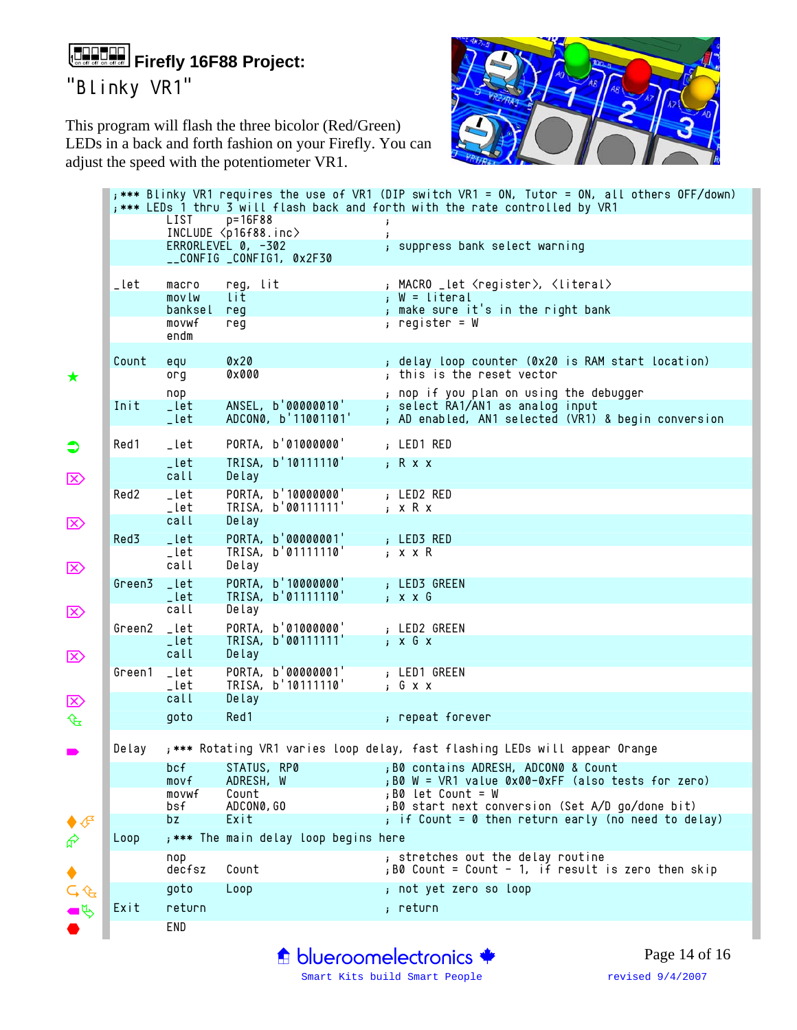# Firefly 16F88 Project:

## "Blinky VR1"

This program will flash the three bicolor (Red/Green) LEDs in a back and forth fashion on your Firefly. You can adjust the speed with the potentiometer VR1.

```
;*** Blinky VR1 requires the use of VR1 (DIP switch VR1 = ON, Tutor = ON, all others OFF/down)
;*** LEDs 1 thru 3 will flash back and forth with the rate controlled by VR1
        LIST      p=16F88                 ;
        INCLUDE <p16f88.inc>              ;
        ERRORLEVEL 0, -302                ; suppress bank select warning
        __CONFIG _CONFIG1, 0x2F30

_let    macro     reg, lit                ; MACRO _let <register>, <literal>
        movlw     lit                     ; W = literal
        banksel   reg                     ; make sure it's in the right bank
        movwf     reg                     ; register = W
        endm

Count   equ       0x20                    ; delay loop counter (0x20 is RAM start location)
        org       0x000                   ; this is the reset vector

        nop                               ; nop if you plan on using the debugger
Init    _let      ANSEL, b'00000010'      ; select RA1/AN1 as analog input
        _let      ADCON0, b'11001101'     ; AD enabled, AN1 selected (VR1) & begin conversion

Red1    _let      PORTA, b'01000000'      ; LED1 RED
        _let      TRISA, b'10111110'      ; R x x
        call      Delay
Red2    _let      PORTA, b'10000000'      ; LED2 RED
        _let      TRISA, b'00111111'      ; x R x
        call      Delay
Red3    _let      PORTA, b'00000001'      ; LED3 RED
        _let      TRISA, b'01111110'      ; x x R
        call      Delay
Green3  _let      PORTA, b'10000000'      ; LED3 GREEN
        _let      TRISA, b'01111110'      ; x x G
        call      Delay
Green2  _let      PORTA, b'01000000'      ; LED2 GREEN
        _let      TRISA, b'00111111'      ; x G x
        call      Delay
Green1  _let      PORTA, b'00000001'      ; LED1 GREEN
        _let      TRISA, b'10111110'      ; G x x
        call      Delay
        goto      Red1                    ; repeat forever

Delay   ;*** Rotating VR1 varies loop delay, fast flashing LEDs will appear Orange
        bcf       STATUS, RP0             ;B0 contains ADRESH, ADCON0 & Count
        movf      ADRESH, W               ;B0 W = VR1 value 0x00-0xFF (also tests for zero)
        movwf     Count                   ;B0 let Count = W
        bsf       ADCON0,GO               ;B0 start next conversion (Set A/D go/done bit)
        bz        Exit                    ; if Count = 0 then return early (no need to delay)
Loop    ;*** The main delay loop begins here
        nop                               ; stretches out the delay routine
        decfsz    Count                   ;B0 Count = Count - 1, if result is zero then skip
        goto      Loop                    ; not yet zero so loop
Exit    return                            ; return
        END
```

blueroomelectronics
Smart Kits build Smart People

revised 9/4/2007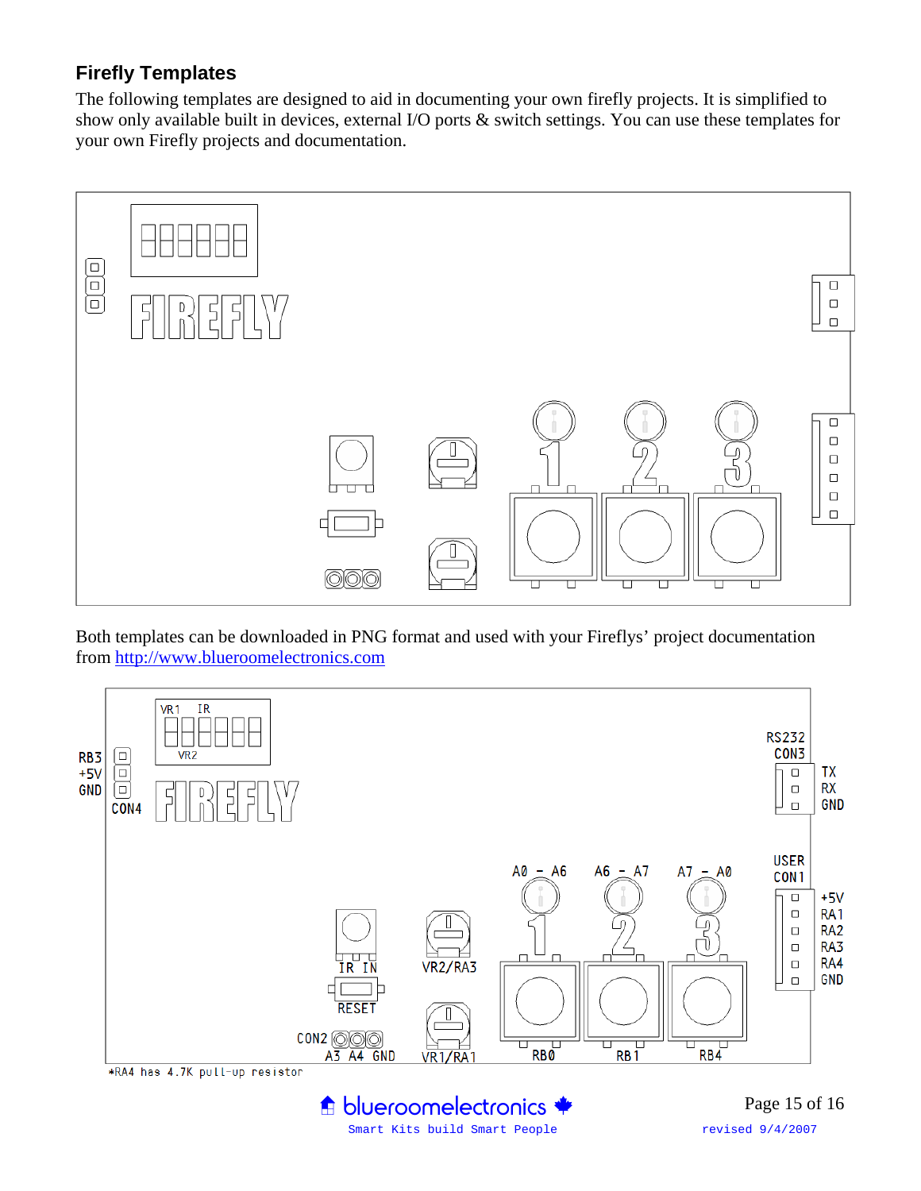### Firefly Templates

The following templates are designed to aid in documenting your own firefly projects. It is simplified to show only available built in devices, external I/O ports & switch settings. You can use these templates for your own Firefly projects and documentation.

Both templates can be downloaded in PNG format and used with your Fireflys' project documentation from http://www.blueroomelectronics.com

VR1 IR

VR2

RB3
+5V
GND
CON4

RS232
CON3
TX
RX
GND

A0 - A6 A6 - A7 A7 - A0

USER
CON1
+5V
RA1
RA2
RA3
RA4
GND

IR IN VR2/RA3

RESET

CON2
A3 A4 GND VR1/RA1 RB0 RB1 RB4

*RA4 has 4.7K pull-up resistor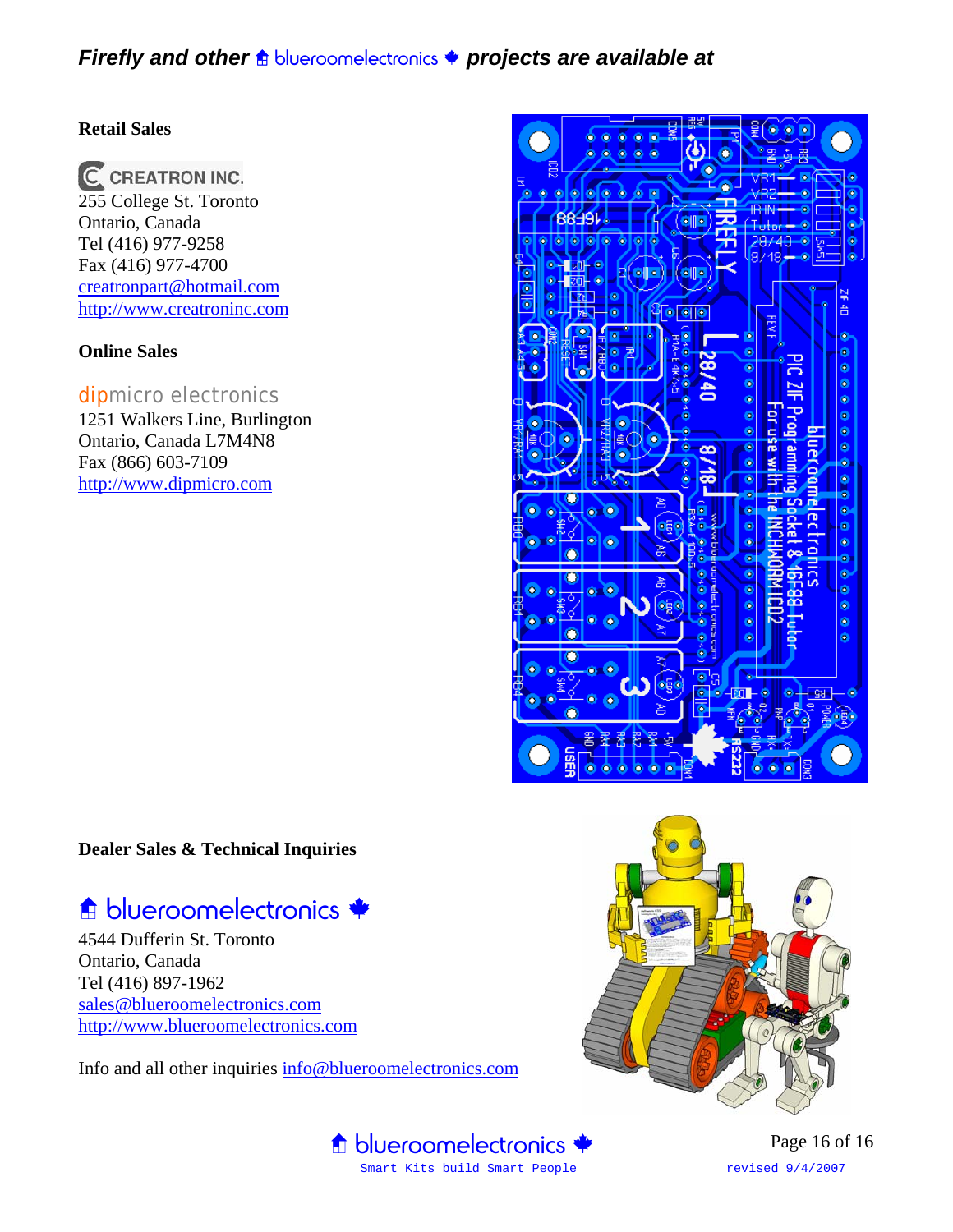## *Firefly and other blueroomelectronics projects are available at*

**Retail Sales**

CREATRON INC.
255 College St. Toronto
Ontario, Canada
Tel (416) 977-9258
Fax (416) 977-4700
creatronpart@hotmail.com
http://www.creatroninc.com

**Online Sales**

dipmicro electronics
1251 Walkers Line, Burlington
Ontario, Canada L7M4N8
Fax (866) 603-7109
http://www.dipmicro.com

**Dealer Sales & Technical Inquiries**

blueroomelectronics
4544 Dufferin St. Toronto
Ontario, Canada
Tel (416) 897-1962
sales@blueroomelectronics.com
http://www.blueroomelectronics.com

Info and all other inquiries info@blueroomelectronics.com

blueroomelectronics
Smart Kits build Smart People

revised 9/4/2007